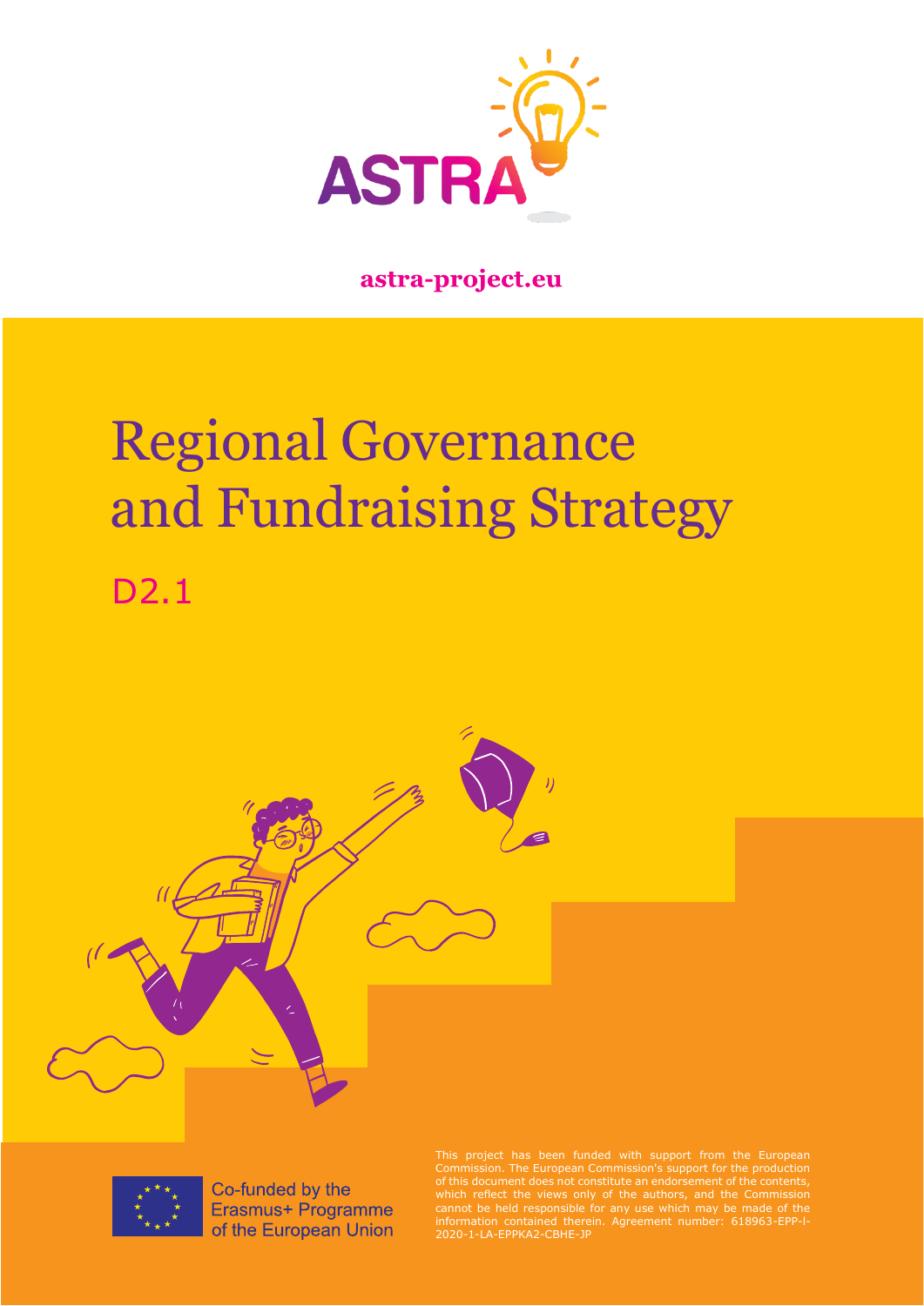ASTRA

astra-project.eu

# Regional Governance and Fundraising Strategy

## D2.1

Co-funded by the Erasmus+ Programme of the European Union

This project has been funded with support from the European Commission. The European Commission's support for the production of this document does not constitute an endorsement of the contents, which reflect the views only of the authors, and the Commission cannot be held responsible for any use which may be made of the information contained therein. Agreement number: 618963-EPP-1-2020-1-LA-EPPKA2-CBHE-JP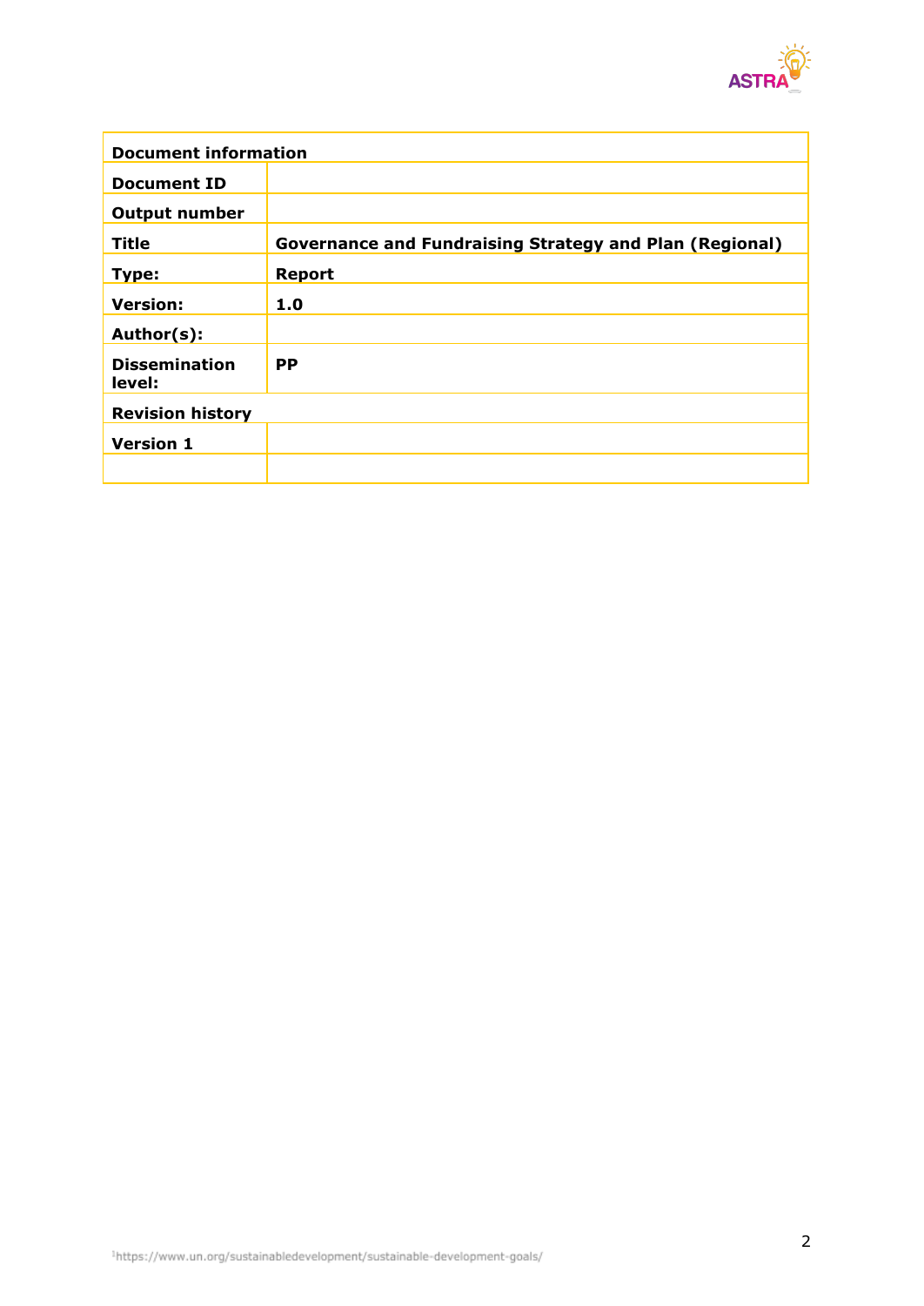| Document information | |
|---|---|
| **Document ID** | |
| **Output number** | |
| **Title** | **Governance and Fundraising Strategy and Plan (Regional)** |
| **Type:** | **Report** |
| **Version:** | **1.0** |
| **Author(s):** | |
| **Dissemination level:** | **PP** |
| **Revision history** | |
| **Version 1** | |
| | |

[1]https://www.un.org/sustainabledevelopment/sustainable-development-goals/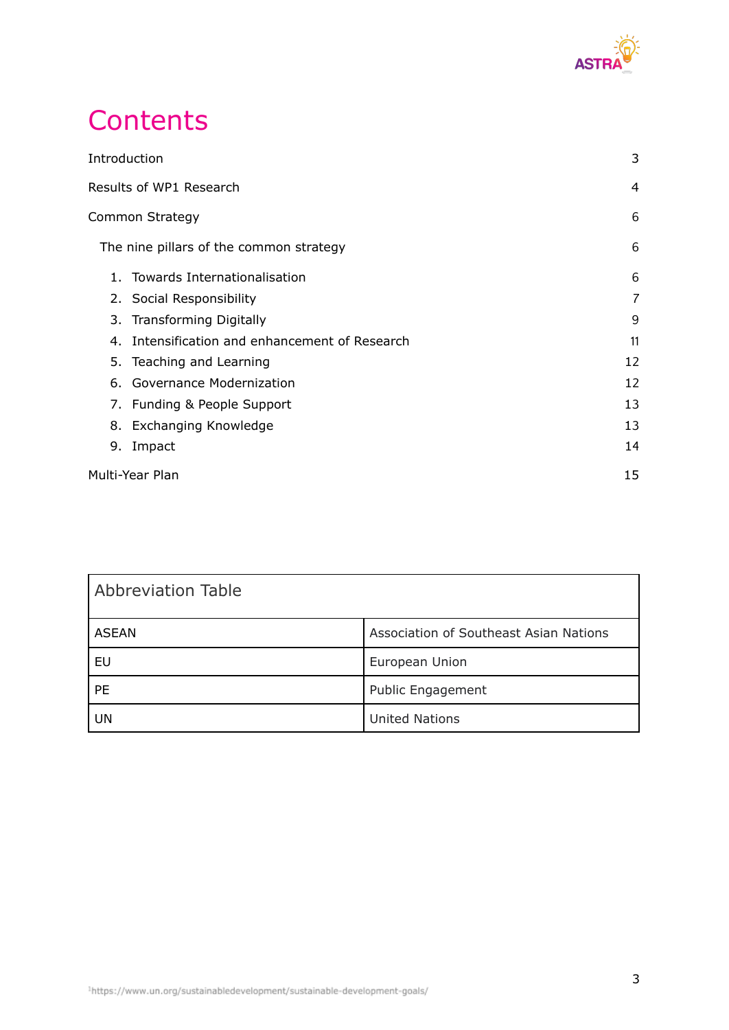# Contents

| | |
|---|---|
| Introduction | 3 |
| Results of WP1 Research | 4 |
| Common Strategy | 6 |
| The nine pillars of the common strategy | 6 |
| 1. Towards Internationalisation | 6 |
| 2. Social Responsibility | 7 |
| 3. Transforming Digitally | 9 |
| 4. Intensification and enhancement of Research | 11 |
| 5. Teaching and Learning | 12 |
| 6. Governance Modernization | 12 |
| 7. Funding & People Support | 13 |
| 8. Exchanging Knowledge | 13 |
| 9. Impact | 14 |
| Multi-Year Plan | 15 |

| Abbreviation Table | |
|---|---|
| ASEAN | Association of Southeast Asian Nations |
| EU | European Union |
| PE | Public Engagement |
| UN | United Nations |

[1]https://www.un.org/sustainabledevelopment/sustainable-development-goals/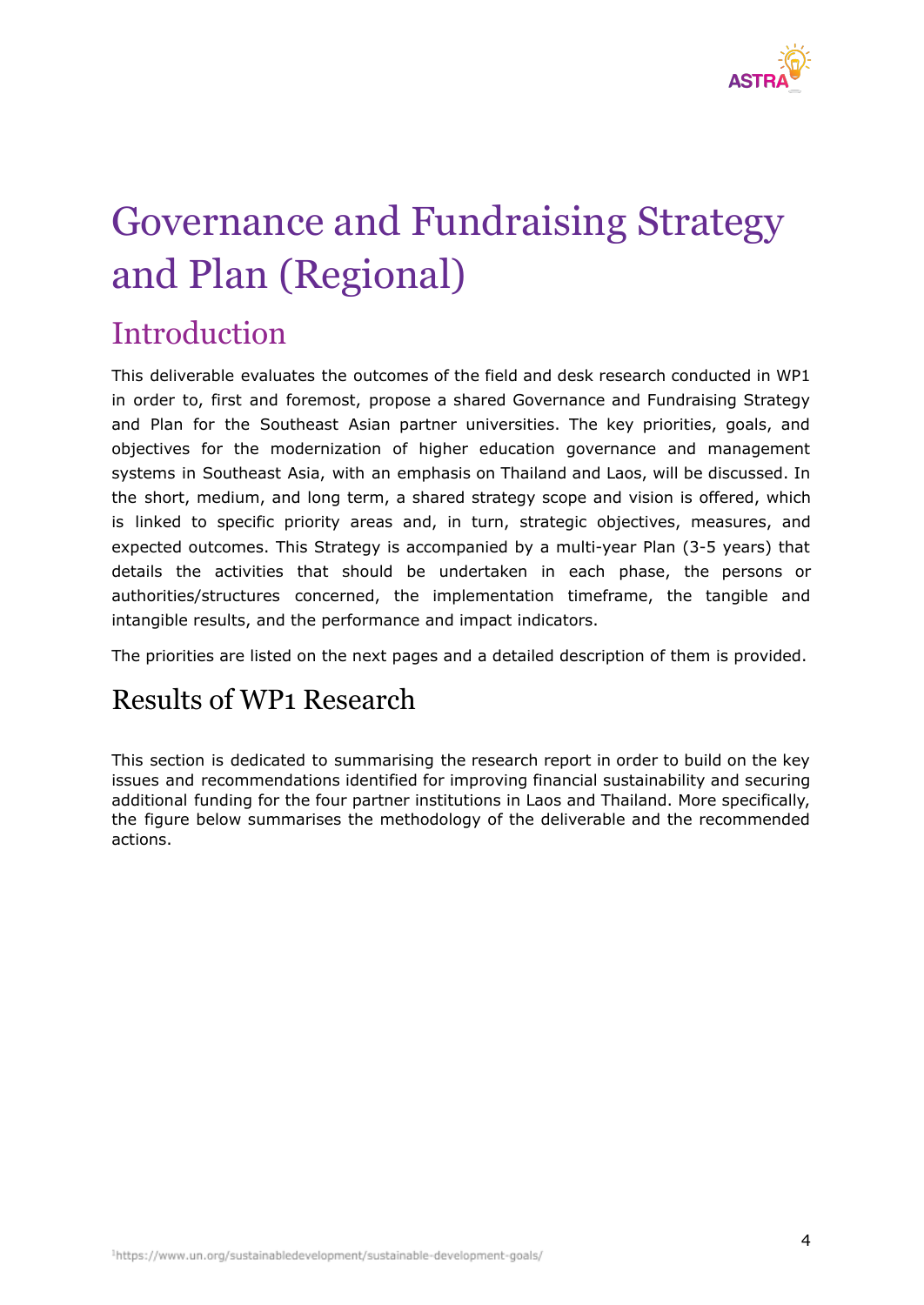# Governance and Fundraising Strategy and Plan (Regional)

## Introduction

This deliverable evaluates the outcomes of the field and desk research conducted in WP1 in order to, first and foremost, propose a shared Governance and Fundraising Strategy and Plan for the Southeast Asian partner universities. The key priorities, goals, and objectives for the modernization of higher education governance and management systems in Southeast Asia, with an emphasis on Thailand and Laos, will be discussed. In the short, medium, and long term, a shared strategy scope and vision is offered, which is linked to specific priority areas and, in turn, strategic objectives, measures, and expected outcomes. This Strategy is accompanied by a multi-year Plan (3-5 years) that details the activities that should be undertaken in each phase, the persons or authorities/structures concerned, the implementation timeframe, the tangible and intangible results, and the performance and impact indicators.

The priorities are listed on the next pages and a detailed description of them is provided.

## Results of WP1 Research

This section is dedicated to summarising the research report in order to build on the key issues and recommendations identified for improving financial sustainability and securing additional funding for the four partner institutions in Laos and Thailand. More specifically, the figure below summarises the methodology of the deliverable and the recommended actions.

[1] https://www.un.org/sustainabledevelopment/sustainable-development-goals/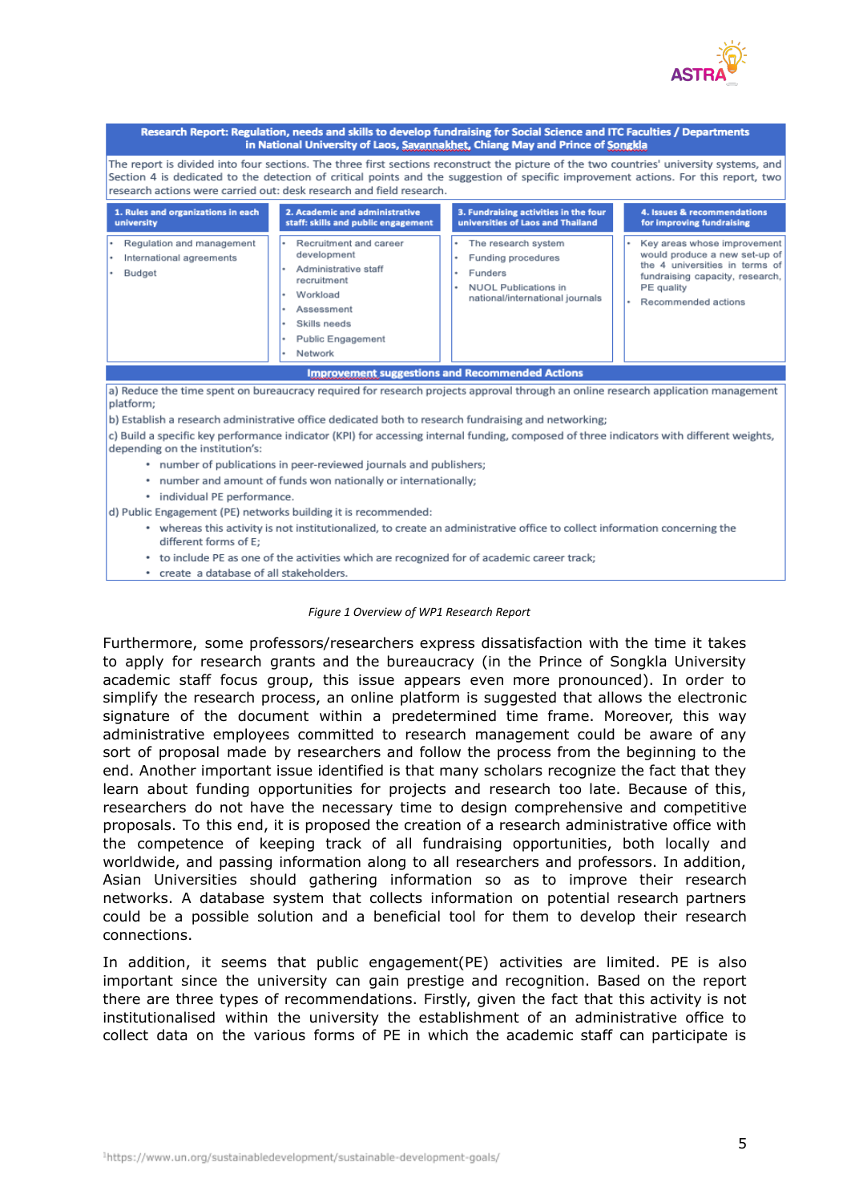**Research Report: Regulation, needs and skills to develop fundraising for Social Science and ITC Faculties / Departments in National University of Laos, Savannakhet, Chiang May and Prince of Songkla**

The report is divided into four sections. The three first sections reconstruct the picture of the two countries' university systems, and Section 4 is dedicated to the detection of critical points and the suggestion of specific improvement actions. For this report, two research actions were carried out: desk research and field research.

| 1. Rules and organizations in each university | 2. Academic and administrative staff: skills and public engagement | 3. Fundraising activities in the four universities of Laos and Thailand | 4. Issues & recommendations for improving fundraising |
|---|---|---|---|
| • Regulation and management<br>• International agreements<br>• Budget | • Recruitment and career development<br>• Administrative staff recruitment<br>• Workload<br>• Assessment<br>• Skills needs<br>• Public Engagement<br>• Network | • The research system<br>• Funding procedures<br>• Funders<br>• NUOL Publications in national/international journals | • Key areas whose improvement would produce a new set-up of the 4 universities in terms of fundraising capacity, research, PE quality<br>• Recommended actions |

**Improvement suggestions and Recommended Actions**

a) Reduce the time spent on bureaucracy required for research projects approval through an online research application management platform;

b) Establish a research administrative office dedicated both to research fundraising and networking;

c) Build a specific key performance indicator (KPI) for accessing internal funding, composed of three indicators with different weights, depending on the institution's:

- number of publications in peer-reviewed journals and publishers;
- number and amount of funds won nationally or internationally;
- individual PE performance.

d) Public Engagement (PE) networks building it is recommended:

- whereas this activity is not institutionalized, to create an administrative office to collect information concerning the different forms of E;
- to include PE as one of the activities which are recognized for of academic career track;
- create a database of all stakeholders.

*Figure 1 Overview of WP1 Research Report*

Furthermore, some professors/researchers express dissatisfaction with the time it takes to apply for research grants and the bureaucracy (in the Prince of Songkla University academic staff focus group, this issue appears even more pronounced). In order to simplify the research process, an online platform is suggested that allows the electronic signature of the document within a predetermined time frame. Moreover, this way administrative employees committed to research management could be aware of any sort of proposal made by researchers and follow the process from the beginning to the end. Another important issue identified is that many scholars recognize the fact that they learn about funding opportunities for projects and research too late. Because of this, researchers do not have the necessary time to design comprehensive and competitive proposals. To this end, it is proposed the creation of a research administrative office with the competence of keeping track of all fundraising opportunities, both locally and worldwide, and passing information along to all researchers and professors. In addition, Asian Universities should gathering information so as to improve their research networks. A database system that collects information on potential research partners could be a possible solution and a beneficial tool for them to develop their research connections.

In addition, it seems that public engagement(PE) activities are limited. PE is also important since the university can gain prestige and recognition. Based on the report there are three types of recommendations. Firstly, given the fact that this activity is not institutionalised within the university the establishment of an administrative office to collect data on the various forms of PE in which the academic staff can participate is

[1]https://www.un.org/sustainabledevelopment/sustainable-development-goals/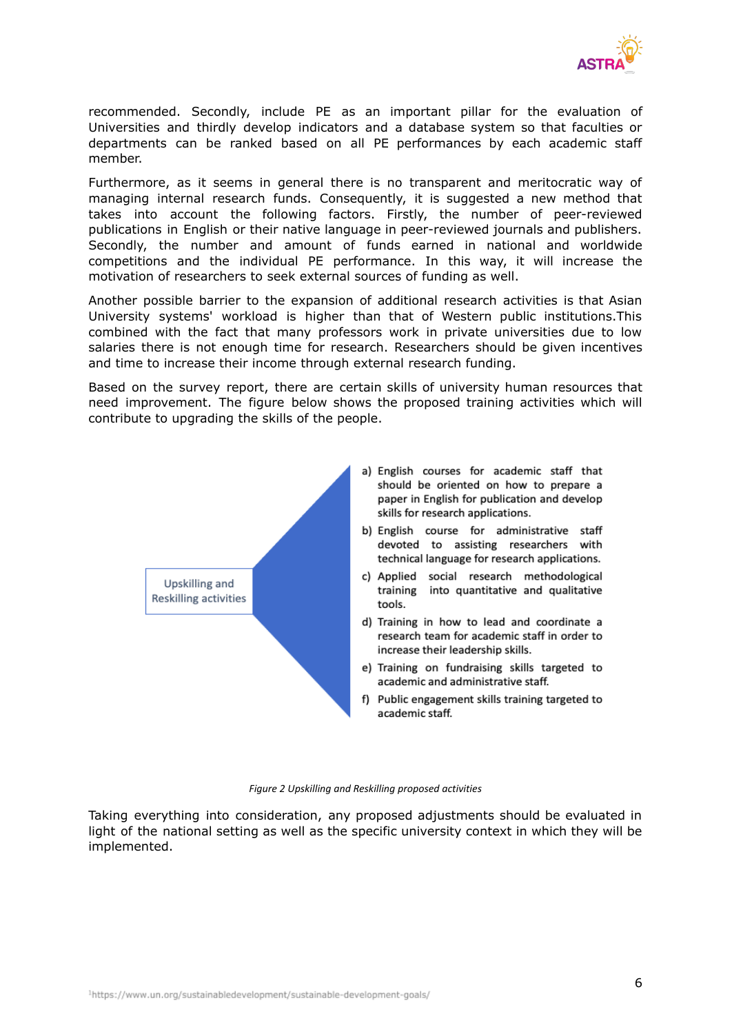recommended. Secondly, include PE as an important pillar for the evaluation of Universities and thirdly develop indicators and a database system so that faculties or departments can be ranked based on all PE performances by each academic staff member.

Furthermore, as it seems in general there is no transparent and meritocratic way of managing internal research funds. Consequently, it is suggested a new method that takes into account the following factors. Firstly, the number of peer-reviewed publications in English or their native language in peer-reviewed journals and publishers. Secondly, the number and amount of funds earned in national and worldwide competitions and the individual PE performance. In this way, it will increase the motivation of researchers to seek external sources of funding as well.

Another possible barrier to the expansion of additional research activities is that Asian University systems' workload is higher than that of Western public institutions.This combined with the fact that many professors work in private universities due to low salaries there is not enough time for research. Researchers should be given incentives and time to increase their income through external research funding.

Based on the survey report, there are certain skills of university human resources that need improvement. The figure below shows the proposed training activities which will contribute to upgrading the skills of the people.

**Upskilling and Reskilling activities**

a) English courses for academic staff that should be oriented on how to prepare a paper in English for publication and develop skills for research applications.
b) English course for administrative staff devoted to assisting researchers with technical language for research applications.
c) Applied social research methodological training into quantitative and qualitative tools.
d) Training in how to lead and coordinate a research team for academic staff in order to increase their leadership skills.
e) Training on fundraising skills targeted to academic and administrative staff.
f) Public engagement skills training targeted to academic staff.

*Figure 2 Upskilling and Reskilling proposed activities*

Taking everything into consideration, any proposed adjustments should be evaluated in light of the national setting as well as the specific university context in which they will be implemented.

[1]https://www.un.org/sustainabledevelopment/sustainable-development-goals/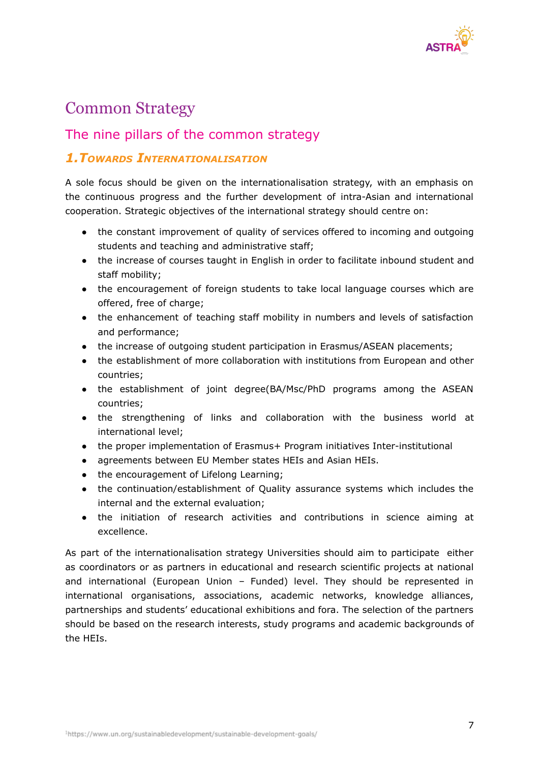# Common Strategy

## The nine pillars of the common strategy

### *1. Towards Internationalisation*

A sole focus should be given on the internationalisation strategy, with an emphasis on the continuous progress and the further development of intra-Asian and international cooperation. Strategic objectives of the international strategy should centre on:

- the constant improvement of quality of services offered to incoming and outgoing students and teaching and administrative staff;
- the increase of courses taught in English in order to facilitate inbound student and staff mobility;
- the encouragement of foreign students to take local language courses which are offered, free of charge;
- the enhancement of teaching staff mobility in numbers and levels of satisfaction and performance;
- the increase of outgoing student participation in Erasmus/ASEAN placements;
- the establishment of more collaboration with institutions from European and other countries;
- the establishment of joint degree(BA/Msc/PhD programs among the ASEAN countries;
- the strengthening of links and collaboration with the business world at international level;
- the proper implementation of Erasmus+ Program initiatives Inter-institutional
- agreements between EU Member states HEIs and Asian HEIs.
- the encouragement of Lifelong Learning;
- the continuation/establishment of Quality assurance systems which includes the internal and the external evaluation;
- the initiation of research activities and contributions in science aiming at excellence.

As part of the internationalisation strategy Universities should aim to participate either as coordinators or as partners in educational and research scientific projects at national and international (European Union – Funded) level. They should be represented in international organisations, associations, academic networks, knowledge alliances, partnerships and students' educational exhibitions and fora. The selection of the partners should be based on the research interests, study programs and academic backgrounds of the HEIs.

[1] https://www.un.org/sustainabledevelopment/sustainable-development-goals/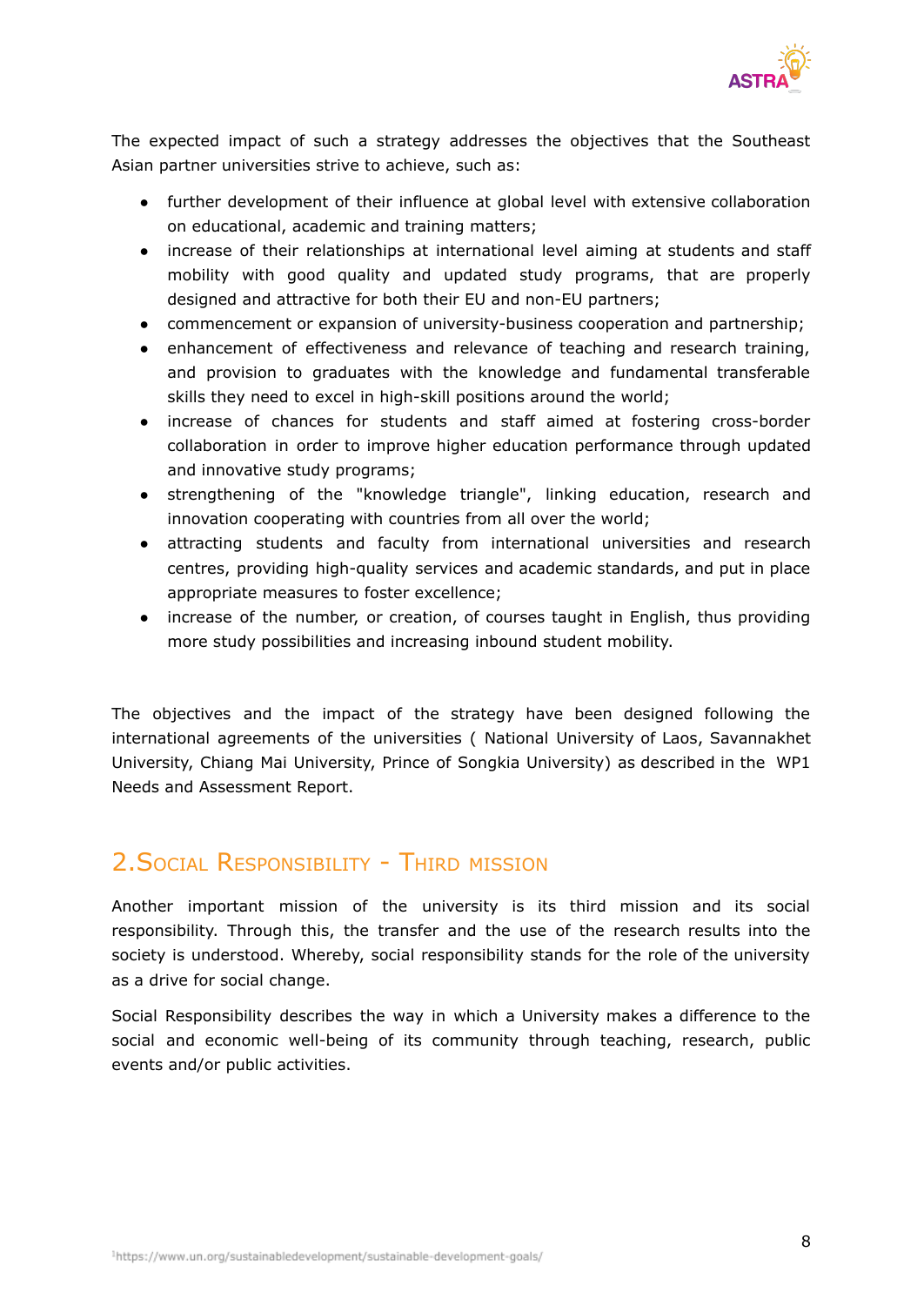The expected impact of such a strategy addresses the objectives that the Southeast Asian partner universities strive to achieve, such as:

- further development of their influence at global level with extensive collaboration on educational, academic and training matters;
- increase of their relationships at international level aiming at students and staff mobility with good quality and updated study programs, that are properly designed and attractive for both their EU and non-EU partners;
- commencement or expansion of university-business cooperation and partnership;
- enhancement of effectiveness and relevance of teaching and research training, and provision to graduates with the knowledge and fundamental transferable skills they need to excel in high-skill positions around the world;
- increase of chances for students and staff aimed at fostering cross-border collaboration in order to improve higher education performance through updated and innovative study programs;
- strengthening of the "knowledge triangle", linking education, research and innovation cooperating with countries from all over the world;
- attracting students and faculty from international universities and research centres, providing high-quality services and academic standards, and put in place appropriate measures to foster excellence;
- increase of the number, or creation, of courses taught in English, thus providing more study possibilities and increasing inbound student mobility.

The objectives and the impact of the strategy have been designed following the international agreements of the universities ( National University of Laos, Savannakhet University, Chiang Mai University, Prince of Songkia University) as described in the WP1 Needs and Assessment Report.

## 2. Social Responsibility - Third Mission

Another important mission of the university is its third mission and its social responsibility. Through this, the transfer and the use of the research results into the society is understood. Whereby, social responsibility stands for the role of the university as a drive for social change.

Social Responsibility describes the way in which a University makes a difference to the social and economic well-being of its community through teaching, research, public events and/or public activities.

[1]https://www.un.org/sustainabledevelopment/sustainable-development-goals/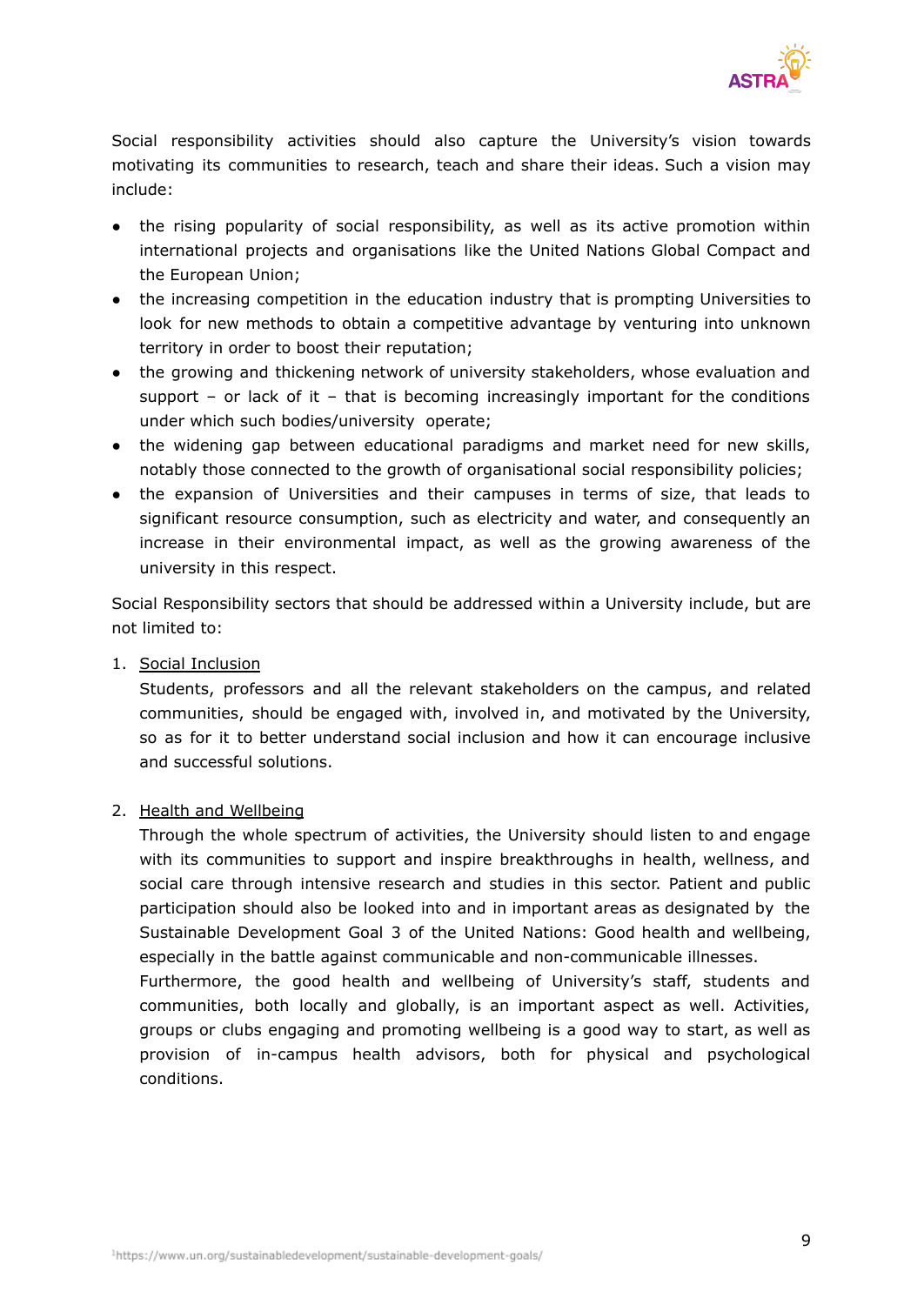Social responsibility activities should also capture the University's vision towards motivating its communities to research, teach and share their ideas. Such a vision may include:

- the rising popularity of social responsibility, as well as its active promotion within international projects and organisations like the United Nations Global Compact and the European Union;
- the increasing competition in the education industry that is prompting Universities to look for new methods to obtain a competitive advantage by venturing into unknown territory in order to boost their reputation;
- the growing and thickening network of university stakeholders, whose evaluation and support – or lack of it – that is becoming increasingly important for the conditions under which such bodies/university operate;
- the widening gap between educational paradigms and market need for new skills, notably those connected to the growth of organisational social responsibility policies;
- the expansion of Universities and their campuses in terms of size, that leads to significant resource consumption, such as electricity and water, and consequently an increase in their environmental impact, as well as the growing awareness of the university in this respect.

Social Responsibility sectors that should be addressed within a University include, but are not limited to:

1. Social Inclusion
   Students, professors and all the relevant stakeholders on the campus, and related communities, should be engaged with, involved in, and motivated by the University, so as for it to better understand social inclusion and how it can encourage inclusive and successful solutions.

2. Health and Wellbeing
   Through the whole spectrum of activities, the University should listen to and engage with its communities to support and inspire breakthroughs in health, wellness, and social care through intensive research and studies in this sector. Patient and public participation should also be looked into and in important areas as designated by the Sustainable Development Goal 3 of the United Nations: Good health and wellbeing, especially in the battle against communicable and non-communicable illnesses.
   Furthermore, the good health and wellbeing of University's staff, students and communities, both locally and globally, is an important aspect as well. Activities, groups or clubs engaging and promoting wellbeing is a good way to start, as well as provision of in-campus health advisors, both for physical and psychological conditions.

[1]https://www.un.org/sustainabledevelopment/sustainable-development-goals/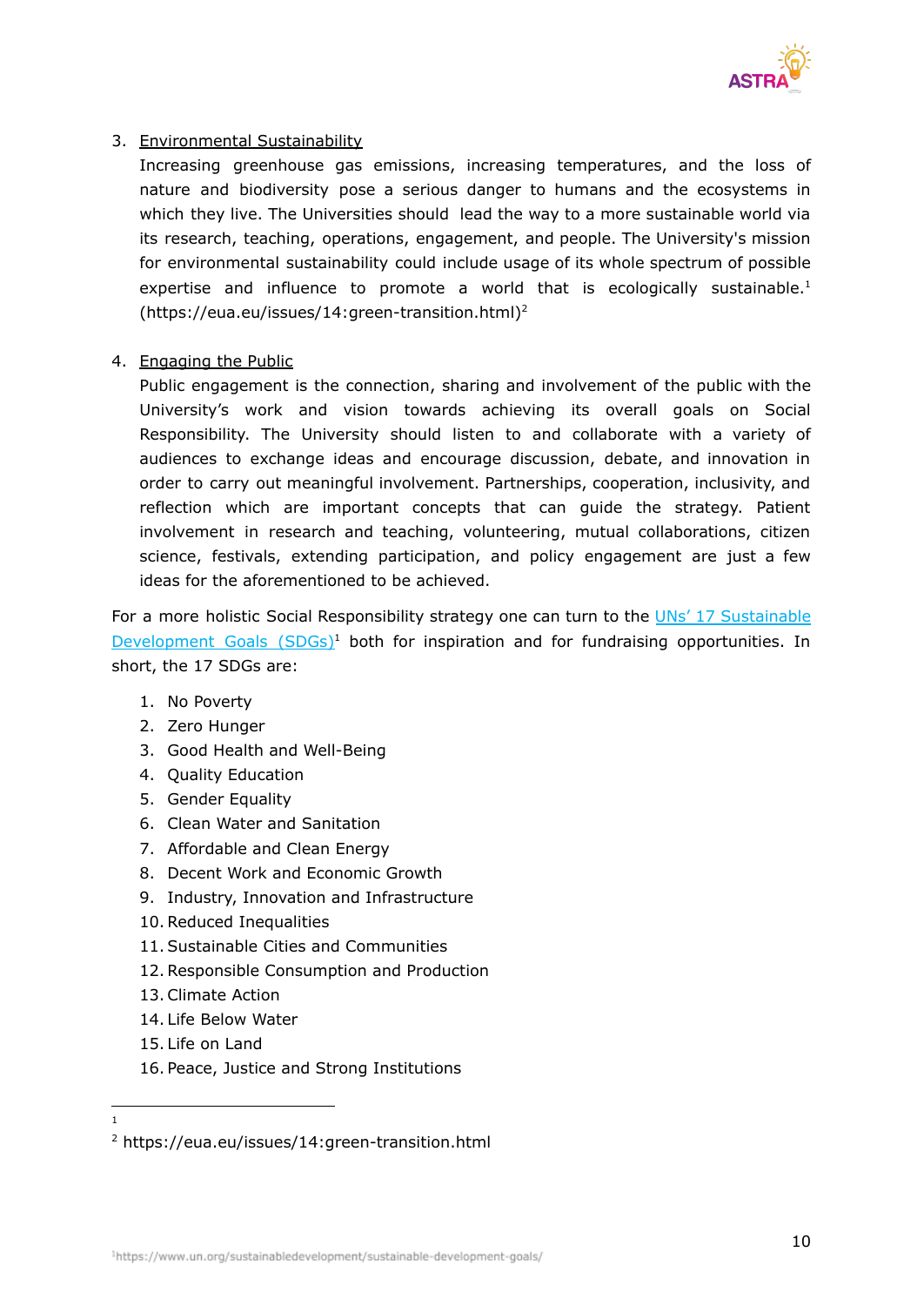3. Environmental Sustainability
   Increasing greenhouse gas emissions, increasing temperatures, and the loss of nature and biodiversity pose a serious danger to humans and the ecosystems in which they live. The Universities should lead the way to a more sustainable world via its research, teaching, operations, engagement, and people. The University's mission for environmental sustainability could include usage of its whole spectrum of possible expertise and influence to promote a world that is ecologically sustainable.[1] (https://eua.eu/issues/14:green-transition.html)[2]

4. Engaging the Public
   Public engagement is the connection, sharing and involvement of the public with the University's work and vision towards achieving its overall goals on Social Responsibility. The University should listen to and collaborate with a variety of audiences to exchange ideas and encourage discussion, debate, and innovation in order to carry out meaningful involvement. Partnerships, cooperation, inclusivity, and reflection which are important concepts that can guide the strategy. Patient involvement in research and teaching, volunteering, mutual collaborations, citizen science, festivals, extending participation, and policy engagement are just a few ideas for the aforementioned to be achieved.

For a more holistic Social Responsibility strategy one can turn to the [UNs' 17 Sustainable Development Goals (SDGs)][1] both for inspiration and for fundraising opportunities. In short, the 17 SDGs are:

1. No Poverty
2. Zero Hunger
3. Good Health and Well-Being
4. Quality Education
5. Gender Equality
6. Clean Water and Sanitation
7. Affordable and Clean Energy
8. Decent Work and Economic Growth
9. Industry, Innovation and Infrastructure
10. Reduced Inequalities
11. Sustainable Cities and Communities
12. Responsible Consumption and Production
13. Climate Action
14. Life Below Water
15. Life on Land
16. Peace, Justice and Strong Institutions

---

[1]

[2] https://eua.eu/issues/14:green-transition.html

[1] https://www.un.org/sustainabledevelopment/sustainable-development-goals/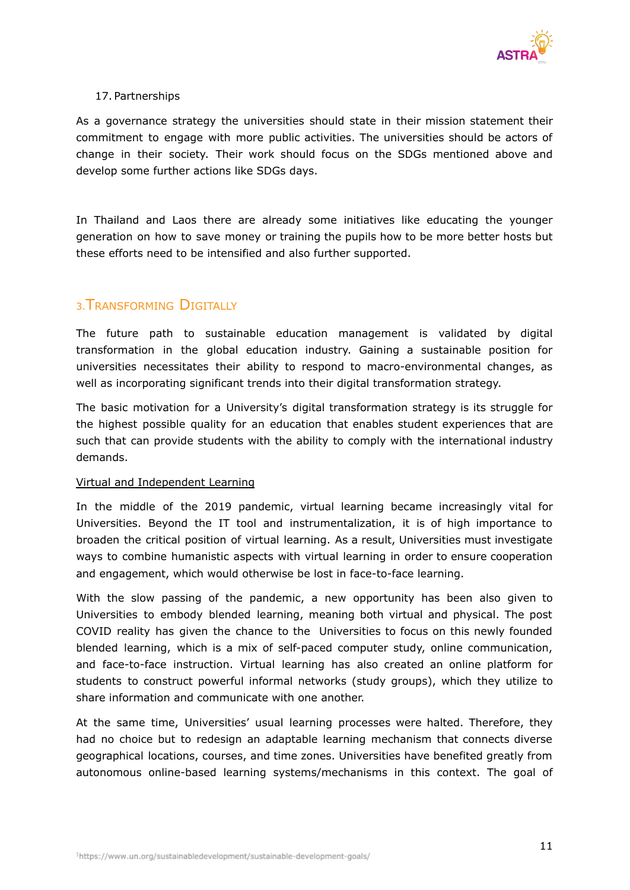17. Partnerships

As a governance strategy the universities should state in their mission statement their commitment to engage with more public activities. The universities should be actors of change in their society. Their work should focus on the SDGs mentioned above and develop some further actions like SDGs days.

In Thailand and Laos there are already some initiatives like educating the younger generation on how to save money or training the pupils how to be more better hosts but these efforts need to be intensified and also further supported.

## 3. Transforming Digitally

The future path to sustainable education management is validated by digital transformation in the global education industry. Gaining a sustainable position for universities necessitates their ability to respond to macro-environmental changes, as well as incorporating significant trends into their digital transformation strategy.

The basic motivation for a University's digital transformation strategy is its struggle for the highest possible quality for an education that enables student experiences that are such that can provide students with the ability to comply with the international industry demands.

Virtual and Independent Learning

In the middle of the 2019 pandemic, virtual learning became increasingly vital for Universities. Beyond the IT tool and instrumentalization, it is of high importance to broaden the critical position of virtual learning. As a result, Universities must investigate ways to combine humanistic aspects with virtual learning in order to ensure cooperation and engagement, which would otherwise be lost in face-to-face learning.

With the slow passing of the pandemic, a new opportunity has been also given to Universities to embody blended learning, meaning both virtual and physical. The post COVID reality has given the chance to the Universities to focus on this newly founded blended learning, which is a mix of self-paced computer study, online communication, and face-to-face instruction. Virtual learning has also created an online platform for students to construct powerful informal networks (study groups), which they utilize to share information and communicate with one another.

At the same time, Universities' usual learning processes were halted. Therefore, they had no choice but to redesign an adaptable learning mechanism that connects diverse geographical locations, courses, and time zones. Universities have benefited greatly from autonomous online-based learning systems/mechanisms in this context. The goal of

[1]https://www.un.org/sustainabledevelopment/sustainable-development-goals/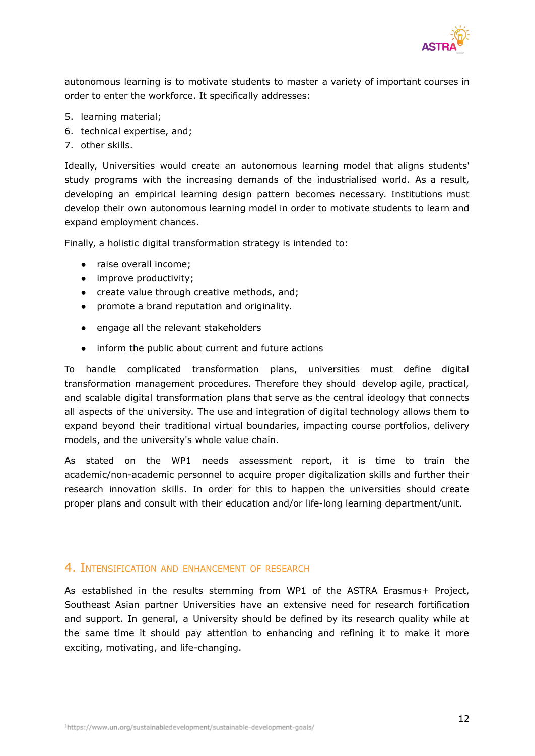autonomous learning is to motivate students to master a variety of important courses in order to enter the workforce. It specifically addresses:

5. learning material;
6. technical expertise, and;
7. other skills.

Ideally, Universities would create an autonomous learning model that aligns students' study programs with the increasing demands of the industrialised world. As a result, developing an empirical learning design pattern becomes necessary. Institutions must develop their own autonomous learning model in order to motivate students to learn and expand employment chances.

Finally, a holistic digital transformation strategy is intended to:

- raise overall income;
- improve productivity;
- create value through creative methods, and;
- promote a brand reputation and originality.
- engage all the relevant stakeholders
- inform the public about current and future actions

To handle complicated transformation plans, universities must define digital transformation management procedures. Therefore they should develop agile, practical, and scalable digital transformation plans that serve as the central ideology that connects all aspects of the university. The use and integration of digital technology allows them to expand beyond their traditional virtual boundaries, impacting course portfolios, delivery models, and the university's whole value chain.

As stated on the WP1 needs assessment report, it is time to train the academic/non-academic personnel to acquire proper digitalization skills and further their research innovation skills. In order for this to happen the universities should create proper plans and consult with their education and/or life-long learning department/unit.

## 4. Intensification and enhancement of research

As established in the results stemming from WP1 of the ASTRA Erasmus+ Project, Southeast Asian partner Universities have an extensive need for research fortification and support. In general, a University should be defined by its research quality while at the same time it should pay attention to enhancing and refining it to make it more exciting, motivating, and life-changing.

[1]https://www.un.org/sustainabledevelopment/sustainable-development-goals/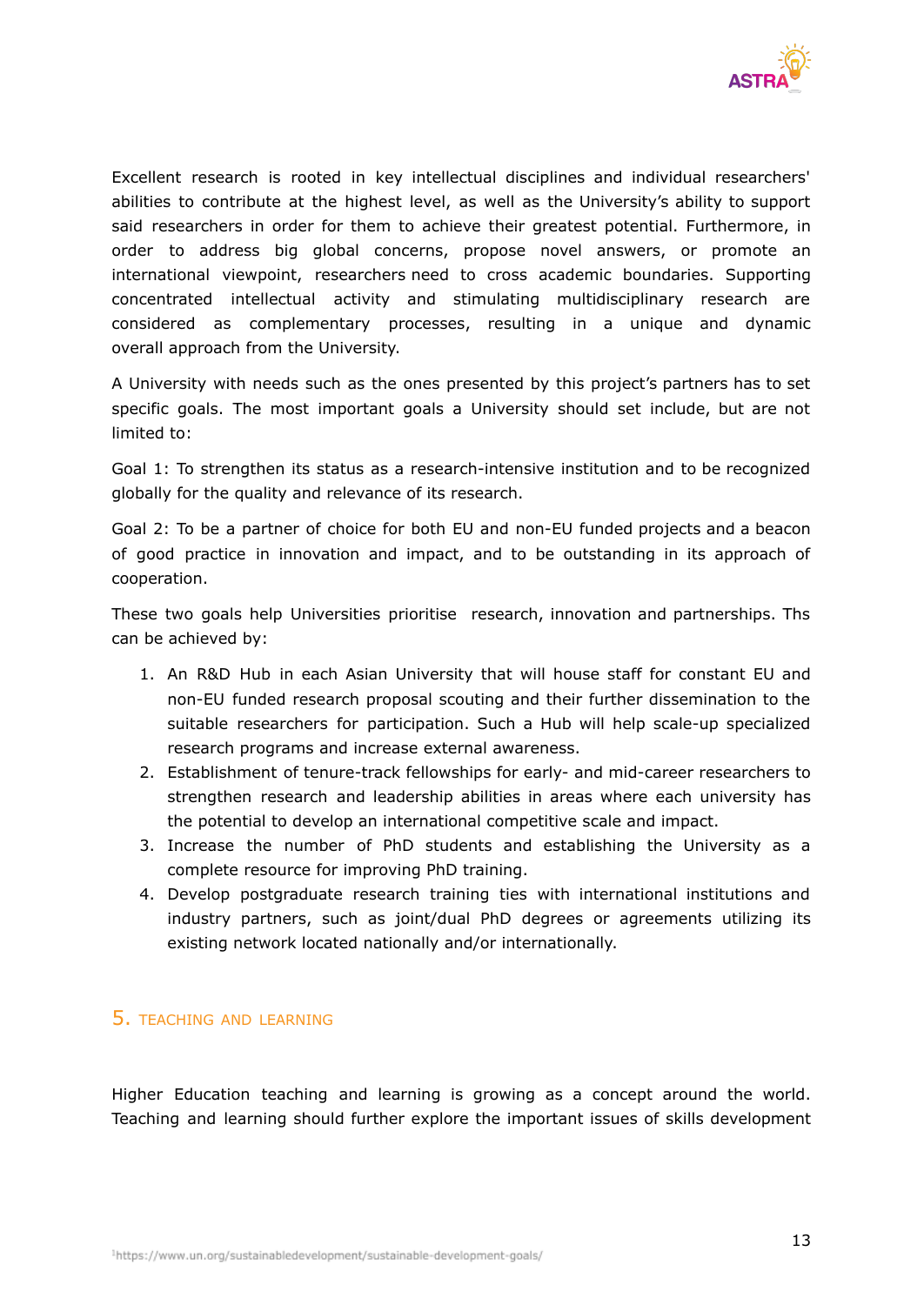Excellent research is rooted in key intellectual disciplines and individual researchers' abilities to contribute at the highest level, as well as the University's ability to support said researchers in order for them to achieve their greatest potential. Furthermore, in order to address big global concerns, propose novel answers, or promote an international viewpoint, researchers need to cross academic boundaries. Supporting concentrated intellectual activity and stimulating multidisciplinary research are considered as complementary processes, resulting in a unique and dynamic overall approach from the University.

A University with needs such as the ones presented by this project's partners has to set specific goals. The most important goals a University should set include, but are not limited to:

Goal 1: To strengthen its status as a research-intensive institution and to be recognized globally for the quality and relevance of its research.

Goal 2: To be a partner of choice for both EU and non-EU funded projects and a beacon of good practice in innovation and impact, and to be outstanding in its approach of cooperation.

These two goals help Universities prioritise research, innovation and partnerships. Ths can be achieved by:

1. An R&D Hub in each Asian University that will house staff for constant EU and non-EU funded research proposal scouting and their further dissemination to the suitable researchers for participation. Such a Hub will help scale-up specialized research programs and increase external awareness.
2. Establishment of tenure-track fellowships for early- and mid-career researchers to strengthen research and leadership abilities in areas where each university has the potential to develop an international competitive scale and impact.
3. Increase the number of PhD students and establishing the University as a complete resource for improving PhD training.
4. Develop postgraduate research training ties with international institutions and industry partners, such as joint/dual PhD degrees or agreements utilizing its existing network located nationally and/or internationally.

## 5. TEACHING AND LEARNING

Higher Education teaching and learning is growing as a concept around the world. Teaching and learning should further explore the important issues of skills development

[1]https://www.un.org/sustainabledevelopment/sustainable-development-goals/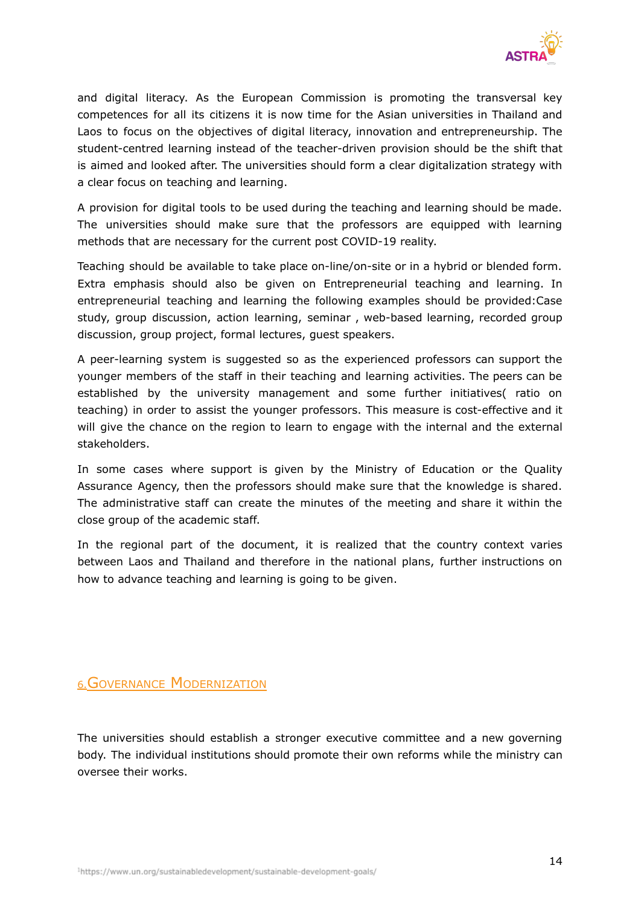and digital literacy. As the European Commission is promoting the transversal key competences for all its citizens it is now time for the Asian universities in Thailand and Laos to focus on the objectives of digital literacy, innovation and entrepreneurship. The student-centred learning instead of the teacher-driven provision should be the shift that is aimed and looked after. The universities should form a clear digitalization strategy with a clear focus on teaching and learning.

A provision for digital tools to be used during the teaching and learning should be made. The universities should make sure that the professors are equipped with learning methods that are necessary for the current post COVID-19 reality.

Teaching should be available to take place on-line/on-site or in a hybrid or blended form. Extra emphasis should also be given on Entrepreneurial teaching and learning. In entrepreneurial teaching and learning the following examples should be provided:Case study, group discussion, action learning, seminar , web-based learning, recorded group discussion, group project, formal lectures, guest speakers.

A peer-learning system is suggested so as the experienced professors can support the younger members of the staff in their teaching and learning activities. The peers can be established by the university management and some further initiatives( ratio on teaching) in order to assist the younger professors. This measure is cost-effective and it will give the chance on the region to learn to engage with the internal and the external stakeholders.

In some cases where support is given by the Ministry of Education or the Quality Assurance Agency, then the professors should make sure that the knowledge is shared. The administrative staff can create the minutes of the meeting and share it within the close group of the academic staff.

In the regional part of the document, it is realized that the country context varies between Laos and Thailand and therefore in the national plans, further instructions on how to advance teaching and learning is going to be given.

## 6. Governance Modernization

The universities should establish a stronger executive committee and a new governing body. The individual institutions should promote their own reforms while the ministry can oversee their works.

[1]https://www.un.org/sustainabledevelopment/sustainable-development-goals/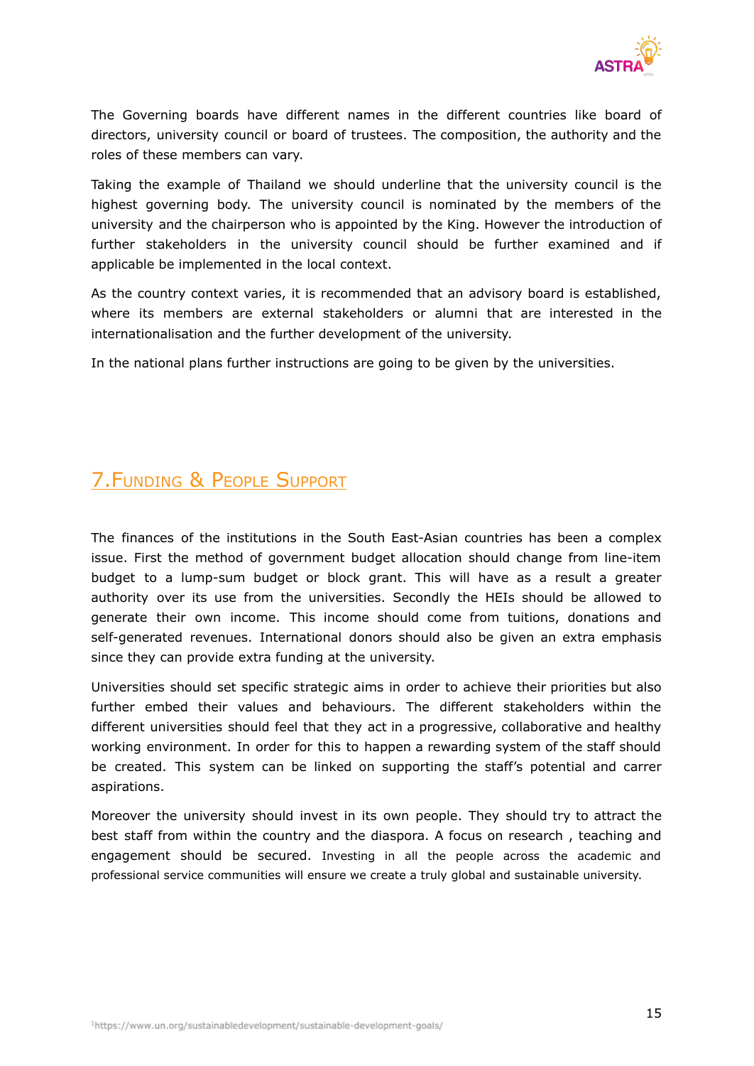The Governing boards have different names in the different countries like board of directors, university council or board of trustees. The composition, the authority and the roles of these members can vary.

Taking the example of Thailand we should underline that the university council is the highest governing body. The university council is nominated by the members of the university and the chairperson who is appointed by the King. However the introduction of further stakeholders in the university council should be further examined and if applicable be implemented in the local context.

As the country context varies, it is recommended that an advisory board is established, where its members are external stakeholders or alumni that are interested in the internationalisation and the further development of the university.

In the national plans further instructions are going to be given by the universities.

## 7. Funding & People Support

The finances of the institutions in the South East-Asian countries has been a complex issue. First the method of government budget allocation should change from line-item budget to a lump-sum budget or block grant. This will have as a result a greater authority over its use from the universities. Secondly the HEIs should be allowed to generate their own income. This income should come from tuitions, donations and self-generated revenues. International donors should also be given an extra emphasis since they can provide extra funding at the university.

Universities should set specific strategic aims in order to achieve their priorities but also further embed their values and behaviours. The different stakeholders within the different universities should feel that they act in a progressive, collaborative and healthy working environment. In order for this to happen a rewarding system of the staff should be created. This system can be linked on supporting the staff's potential and carrer aspirations.

Moreover the university should invest in its own people. They should try to attract the best staff from within the country and the diaspora. A focus on research , teaching and engagement should be secured. Investing in all the people across the academic and professional service communities will ensure we create a truly global and sustainable university.

[1]https://www.un.org/sustainabledevelopment/sustainable-development-goals/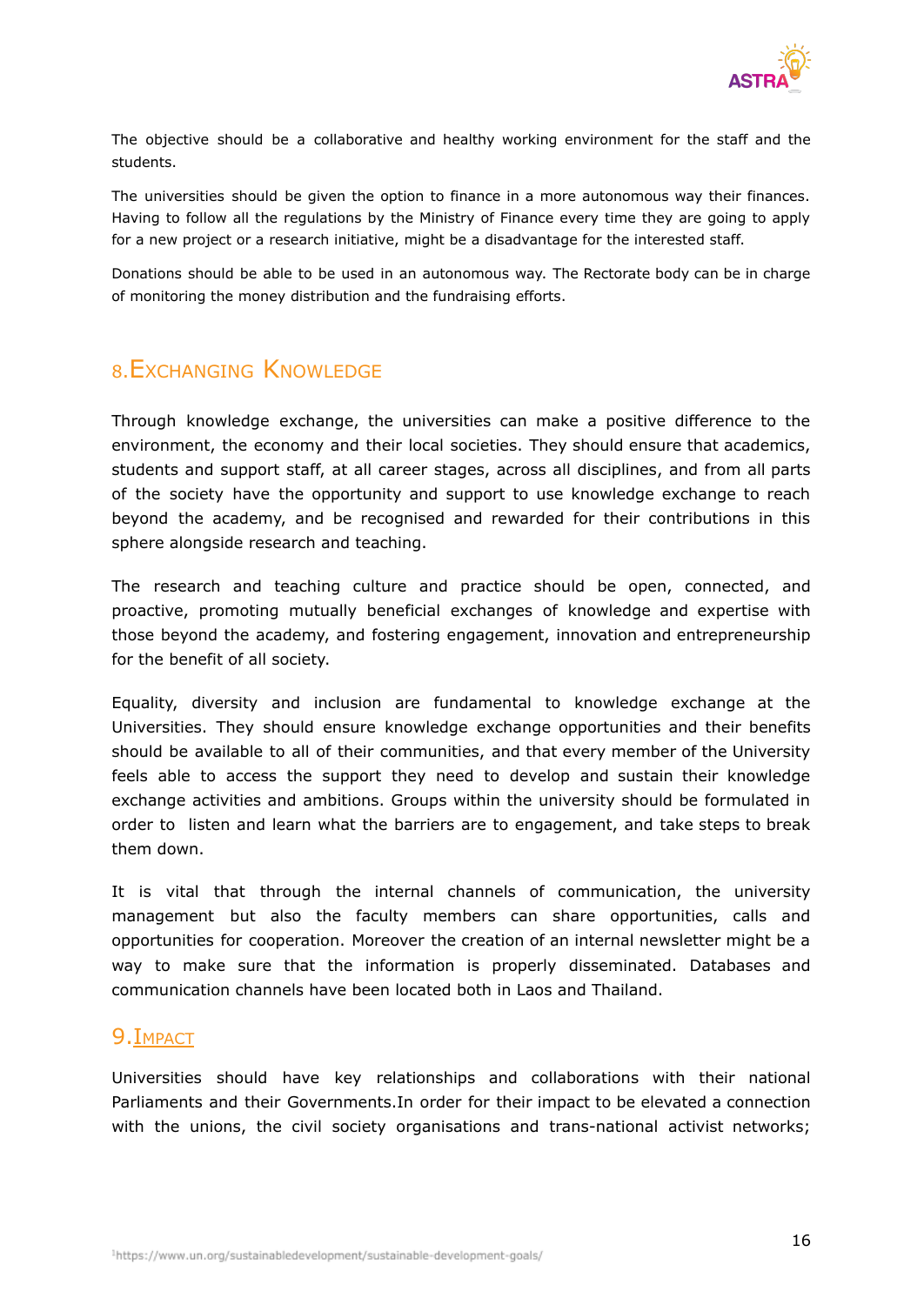The objective should be a collaborative and healthy working environment for the staff and the students.

The universities should be given the option to finance in a more autonomous way their finances. Having to follow all the regulations by the Ministry of Finance every time they are going to apply for a new project or a research initiative, might be a disadvantage for the interested staff.

Donations should be able to be used in an autonomous way. The Rectorate body can be in charge of monitoring the money distribution and the fundraising efforts.

## 8. Exchanging Knowledge

Through knowledge exchange, the universities can make a positive difference to the environment, the economy and their local societies. They should ensure that academics, students and support staff, at all career stages, across all disciplines, and from all parts of the society have the opportunity and support to use knowledge exchange to reach beyond the academy, and be recognised and rewarded for their contributions in this sphere alongside research and teaching.

The research and teaching culture and practice should be open, connected, and proactive, promoting mutually beneficial exchanges of knowledge and expertise with those beyond the academy, and fostering engagement, innovation and entrepreneurship for the benefit of all society.

Equality, diversity and inclusion are fundamental to knowledge exchange at the Universities. They should ensure knowledge exchange opportunities and their benefits should be available to all of their communities, and that every member of the University feels able to access the support they need to develop and sustain their knowledge exchange activities and ambitions. Groups within the university should be formulated in order to listen and learn what the barriers are to engagement, and take steps to break them down.

It is vital that through the internal channels of communication, the university management but also the faculty members can share opportunities, calls and opportunities for cooperation. Moreover the creation of an internal newsletter might be a way to make sure that the information is properly disseminated. Databases and communication channels have been located both in Laos and Thailand.

## 9. Impact

Universities should have key relationships and collaborations with their national Parliaments and their Governments.In order for their impact to be elevated a connection with the unions, the civil society organisations and trans-national activist networks;

[1]https://www.un.org/sustainabledevelopment/sustainable-development-goals/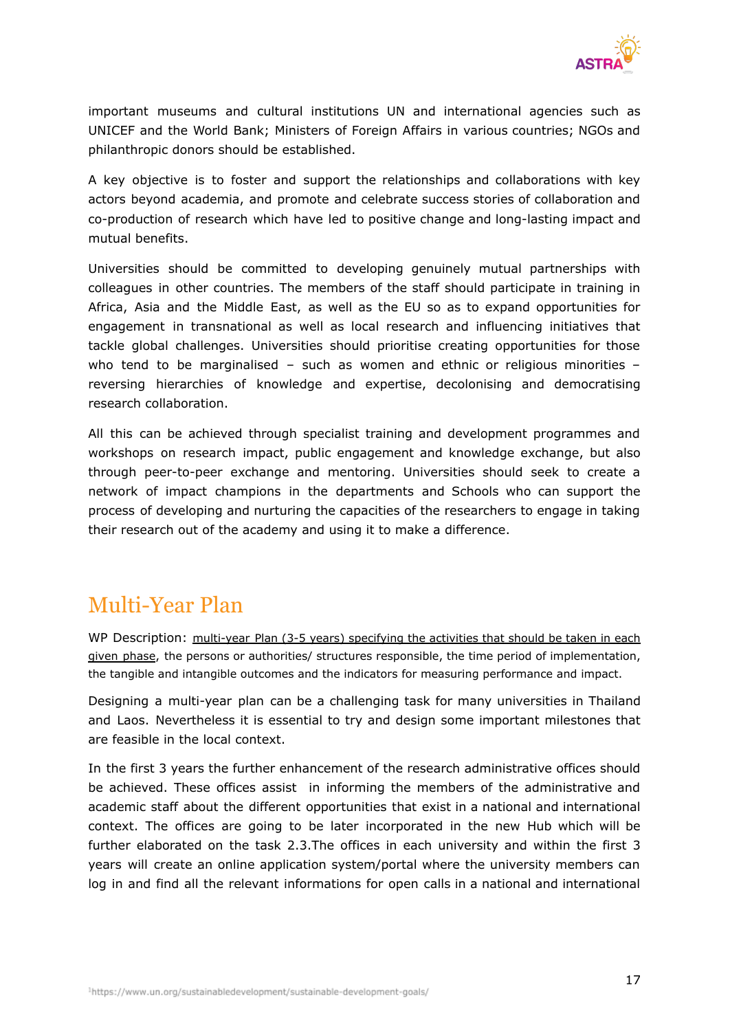important museums and cultural institutions UN and international agencies such as UNICEF and the World Bank; Ministers of Foreign Affairs in various countries; NGOs and philanthropic donors should be established.

A key objective is to foster and support the relationships and collaborations with key actors beyond academia, and promote and celebrate success stories of collaboration and co-production of research which have led to positive change and long-lasting impact and mutual benefits.

Universities should be committed to developing genuinely mutual partnerships with colleagues in other countries. The members of the staff should participate in training in Africa, Asia and the Middle East, as well as the EU so as to expand opportunities for engagement in transnational as well as local research and influencing initiatives that tackle global challenges. Universities should prioritise creating opportunities for those who tend to be marginalised – such as women and ethnic or religious minorities – reversing hierarchies of knowledge and expertise, decolonising and democratising research collaboration.

All this can be achieved through specialist training and development programmes and workshops on research impact, public engagement and knowledge exchange, but also through peer-to-peer exchange and mentoring. Universities should seek to create a network of impact champions in the departments and Schools who can support the process of developing and nurturing the capacities of the researchers to engage in taking their research out of the academy and using it to make a difference.

## Multi-Year Plan

WP Description: multi-year Plan (3-5 years) specifying the activities that should be taken in each given phase, the persons or authorities/ structures responsible, the time period of implementation, the tangible and intangible outcomes and the indicators for measuring performance and impact.

Designing a multi-year plan can be a challenging task for many universities in Thailand and Laos. Nevertheless it is essential to try and design some important milestones that are feasible in the local context.

In the first 3 years the further enhancement of the research administrative offices should be achieved. These offices assist in informing the members of the administrative and academic staff about the different opportunities that exist in a national and international context. The offices are going to be later incorporated in the new Hub which will be further elaborated on the task 2.3.The offices in each university and within the first 3 years will create an online application system/portal where the university members can log in and find all the relevant informations for open calls in a national and international

[1]https://www.un.org/sustainabledevelopment/sustainable-development-goals/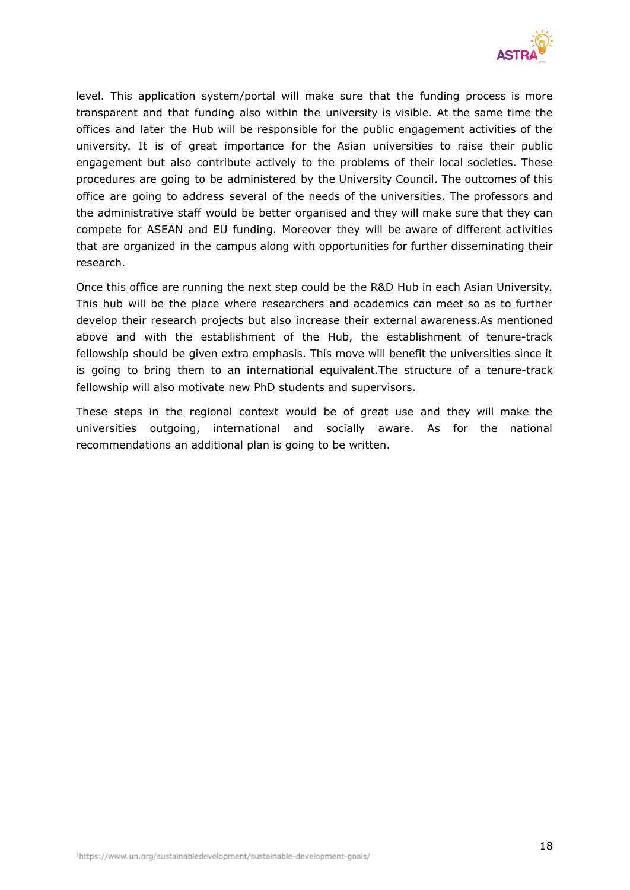level. This application system/portal will make sure that the funding process is more transparent and that funding also within the university is visible. At the same time the offices and later the Hub will be responsible for the public engagement activities of the university. It is of great importance for the Asian universities to raise their public engagement but also contribute actively to the problems of their local societies. These procedures are going to be administered by the University Council. The outcomes of this office are going to address several of the needs of the universities. The professors and the administrative staff would be better organised and they will make sure that they can compete for ASEAN and EU funding. Moreover they will be aware of different activities that are organized in the campus along with opportunities for further disseminating their research.

Once this office are running the next step could be the R&D Hub in each Asian University. This hub will be the place where researchers and academics can meet so as to further develop their research projects but also increase their external awareness.As mentioned above and with the establishment of the Hub, the establishment of tenure-track fellowship should be given extra emphasis. This move will benefit the universities since it is going to bring them to an international equivalent.The structure of a tenure-track fellowship will also motivate new PhD students and supervisors.

These steps in the regional context would be of great use and they will make the universities outgoing, international and socially aware. As for the national recommendations an additional plan is going to be written.

[1]https://www.un.org/sustainabledevelopment/sustainable-development-goals/